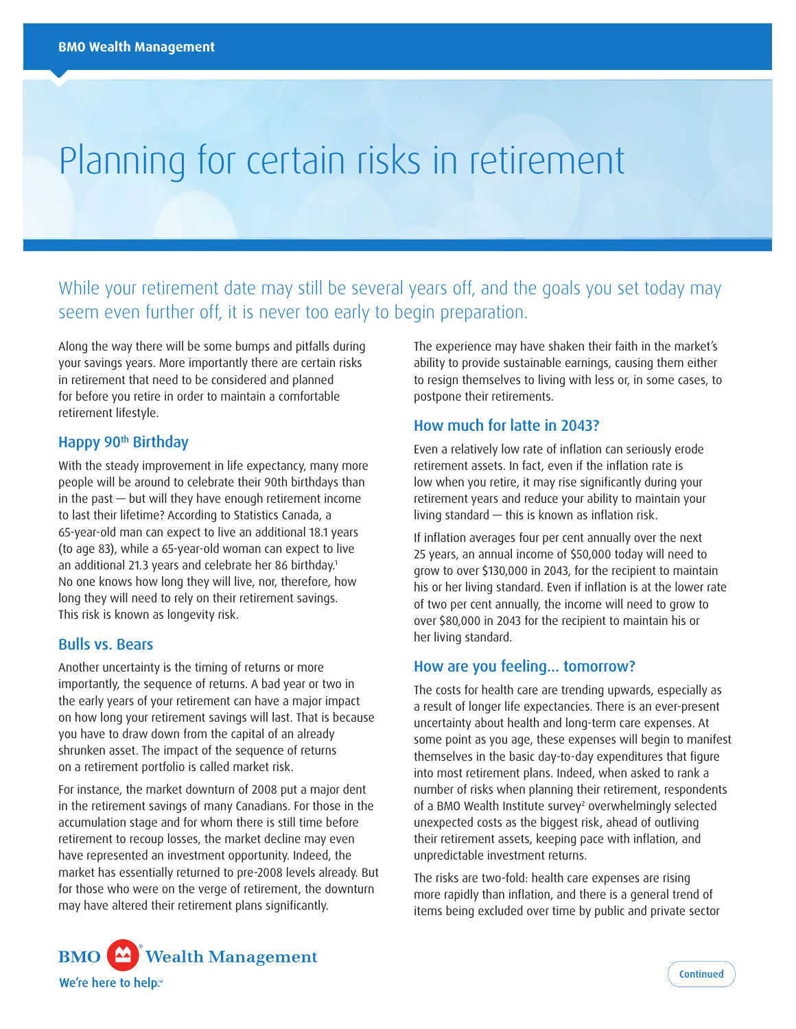# Planning for certain risks in retirement

While your retirement date may still be several years off, and the goals you set today may seem even further off, it is never too early to begin preparation.

Along the way there will be some bumps and pitfalls during your savings years. More importantly there are certain risks in retirement that need to be considered and planned for before you retire in order to maintain a comfortable retirement lifestyle.

## Happy 90th Birthday

With the steady improvement in life expectancy, many more people will be around to celebrate their 90th birthdays than in the past — but will they have enough retirement income to last their lifetime? According to Statistics Canada, a 65-year-old man can expect to live an additional 18.1 years (to age 83), while a 65-year-old woman can expect to live an additional 21.3 years and celebrate her 86 birthday.[1] No one knows how long they will live, nor, therefore, how long they will need to rely on their retirement savings. This risk is known as longevity risk.

## Bulls vs. Bears

Another uncertainty is the timing of returns or more importantly, the sequence of returns. A bad year or two in the early years of your retirement can have a major impact on how long your retirement savings will last. That is because you have to draw down from the capital of an already shrunken asset. The impact of the sequence of returns on a retirement portfolio is called market risk.

For instance, the market downturn of 2008 put a major dent in the retirement savings of many Canadians. For those in the accumulation stage and for whom there is still time before retirement to recoup losses, the market decline may even have represented an investment opportunity. Indeed, the market has essentially returned to pre-2008 levels already. But for those who were on the verge of retirement, the downturn may have altered their retirement plans significantly. The experience may have shaken their faith in the market's ability to provide sustainable earnings, causing them either to resign themselves to living with less or, in some cases, to postpone their retirements.

## How much for latte in 2043?

Even a relatively low rate of inflation can seriously erode retirement assets. In fact, even if the inflation rate is low when you retire, it may rise significantly during your retirement years and reduce your ability to maintain your living standard — this is known as inflation risk.

If inflation averages four per cent annually over the next 25 years, an annual income of $50,000 today will need to grow to over $130,000 in 2043, for the recipient to maintain his or her living standard. Even if inflation is at the lower rate of two per cent annually, the income will need to grow to over $80,000 in 2043 for the recipient to maintain his or her living standard.

## How are you feeling… tomorrow?

The costs for health care are trending upwards, especially as a result of longer life expectancies. There is an ever-present uncertainty about health and long-term care expenses. At some point as you age, these expenses will begin to manifest themselves in the basic day-to-day expenditures that figure into most retirement plans. Indeed, when asked to rank a number of risks when planning their retirement, respondents of a BMO Wealth Institute survey[2] overwhelmingly selected unexpected costs as the biggest risk, ahead of outliving their retirement assets, keeping pace with inflation, and unpredictable investment returns.

The risks are two-fold: health care expenses are rising more rapidly than inflation, and there is a general trend of items being excluded over time by public and private sector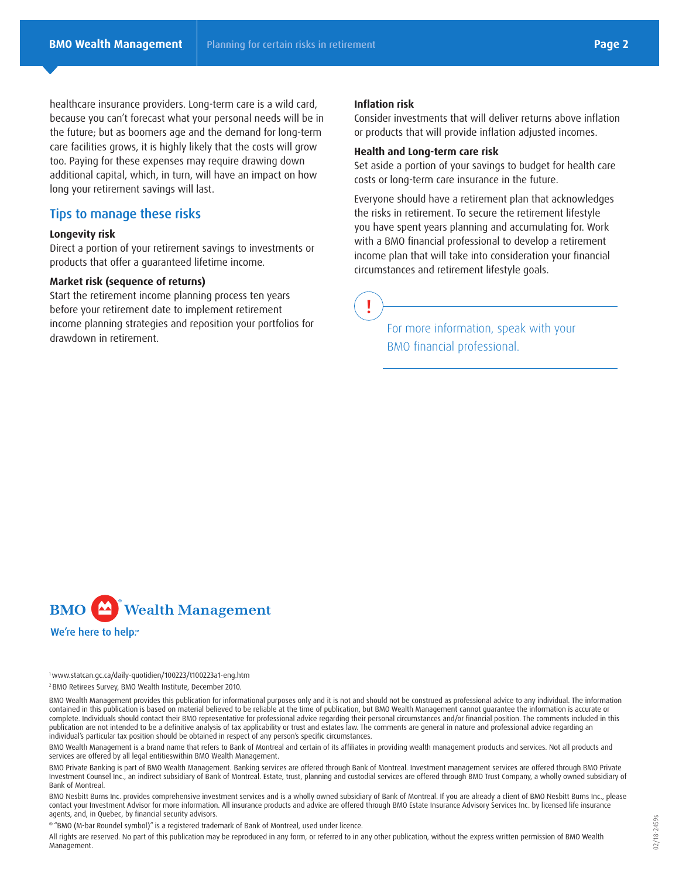healthcare insurance providers. Long-term care is a wild card, because you can't forecast what your personal needs will be in the future; but as boomers age and the demand for long-term care facilities grows, it is highly likely that the costs will grow too. Paying for these expenses may require drawing down additional capital, which, in turn, will have an impact on how long your retirement savings will last.

## Tips to manage these risks

**Longevity risk**

Direct a portion of your retirement savings to investments or products that offer a guaranteed lifetime income.

**Market risk (sequence of returns)**

Start the retirement income planning process ten years before your retirement date to implement retirement income planning strategies and reposition your portfolios for drawdown in retirement.

**Inflation risk**

Consider investments that will deliver returns above inflation or products that will provide inflation adjusted incomes.

**Health and Long-term care risk**

Set aside a portion of your savings to budget for health care costs or long-term care insurance in the future.

Everyone should have a retirement plan that acknowledges the risks in retirement. To secure the retirement lifestyle you have spent years planning and accumulating for. Work with a BMO financial professional to develop a retirement income plan that will take into consideration your financial circumstances and retirement lifestyle goals.

For more information, speak with your BMO financial professional.

BMO Wealth Management

We're here to help.™

[1] www.statcan.gc.ca/daily-quotidien/100223/t100223a1-eng.htm

[2] BMO Retirees Survey, BMO Wealth Institute, December 2010.

BMO Wealth Management provides this publication for informational purposes only and it is not and should not be construed as professional advice to any individual. The information contained in this publication is based on material believed to be reliable at the time of publication, but BMO Wealth Management cannot guarantee the information is accurate or complete. Individuals should contact their BMO representative for professional advice regarding their personal circumstances and/or financial position. The comments included in this publication are not intended to be a definitive analysis of tax applicability or trust and estates law. The comments are general in nature and professional advice regarding an individual's particular tax position should be obtained in respect of any person's specific circumstances.

BMO Wealth Management is a brand name that refers to Bank of Montreal and certain of its affiliates in providing wealth management products and services. Not all products and services are offered by all legal entitieswithin BMO Wealth Management.

BMO Private Banking is part of BMO Wealth Management. Banking services are offered through Bank of Montreal. Investment management services are offered through BMO Private Investment Counsel Inc., an indirect subsidiary of Bank of Montreal. Estate, trust, planning and custodial services are offered through BMO Trust Company, a wholly owned subsidiary of Bank of Montreal.

BMO Nesbitt Burns Inc. provides comprehensive investment services and is a wholly owned subsidiary of Bank of Montreal. If you are already a client of BMO Nesbitt Burns Inc., please contact your Investment Advisor for more information. All insurance products and advice are offered through BMO Estate Insurance Advisory Services Inc. by licensed life insurance agents, and, in Quebec, by financial security advisors.

® "BMO (M-bar Roundel symbol)" is a registered trademark of Bank of Montreal, used under licence.

All rights are reserved. No part of this publication may be reproduced in any form, or referred to in any other publication, without the express written permission of BMO Wealth Management.

02/18-2459s